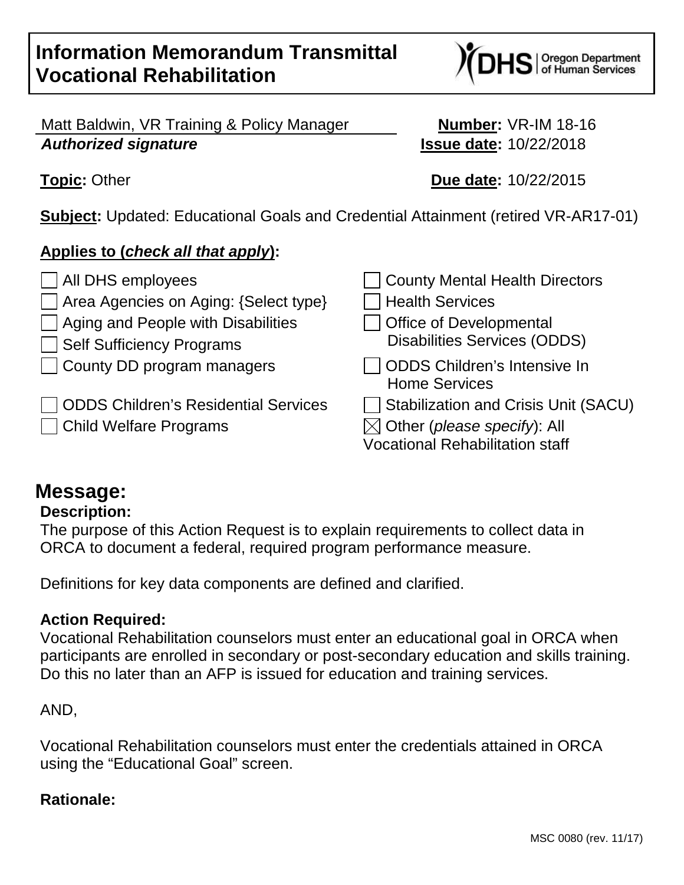# Information Memorandum Transmittal
# Vocational Rehabilitation

DHS | Oregon Department of Human Services

Matt Baldwin, VR Training & Policy Manager
***Authorized signature***

**Number:** VR-IM 18-16
**Issue date:** 10/22/2018

**Topic:** Other

**Due date:** 10/22/2015

**Subject:** Updated: Educational Goals and Credential Attainment (retired VR-AR17-01)

**Applies to (*check all that apply*):**

- ☐ All DHS employees
- ☐ Area Agencies on Aging: {Select type}
- ☐ Aging and People with Disabilities
- ☐ Self Sufficiency Programs
- ☐ County DD program managers
- ☐ ODDS Children's Residential Services
- ☐ Child Welfare Programs
- ☐ County Mental Health Directors
- ☐ Health Services
- ☐ Office of Developmental Disabilities Services (ODDS)
- ☐ ODDS Children's Intensive In Home Services
- ☐ Stabilization and Crisis Unit (SACU)
- ☒ Other (*please specify*): All Vocational Rehabilitation staff

## Message:

### Description:

The purpose of this Action Request is to explain requirements to collect data in ORCA to document a federal, required program performance measure.

Definitions for key data components are defined and clarified.

### Action Required:

Vocational Rehabilitation counselors must enter an educational goal in ORCA when participants are enrolled in secondary or post-secondary education and skills training. Do this no later than an AFP is issued for education and training services.

AND,

Vocational Rehabilitation counselors must enter the credentials attained in ORCA using the "Educational Goal" screen.

### Rationale:

MSC 0080 (rev. 11/17)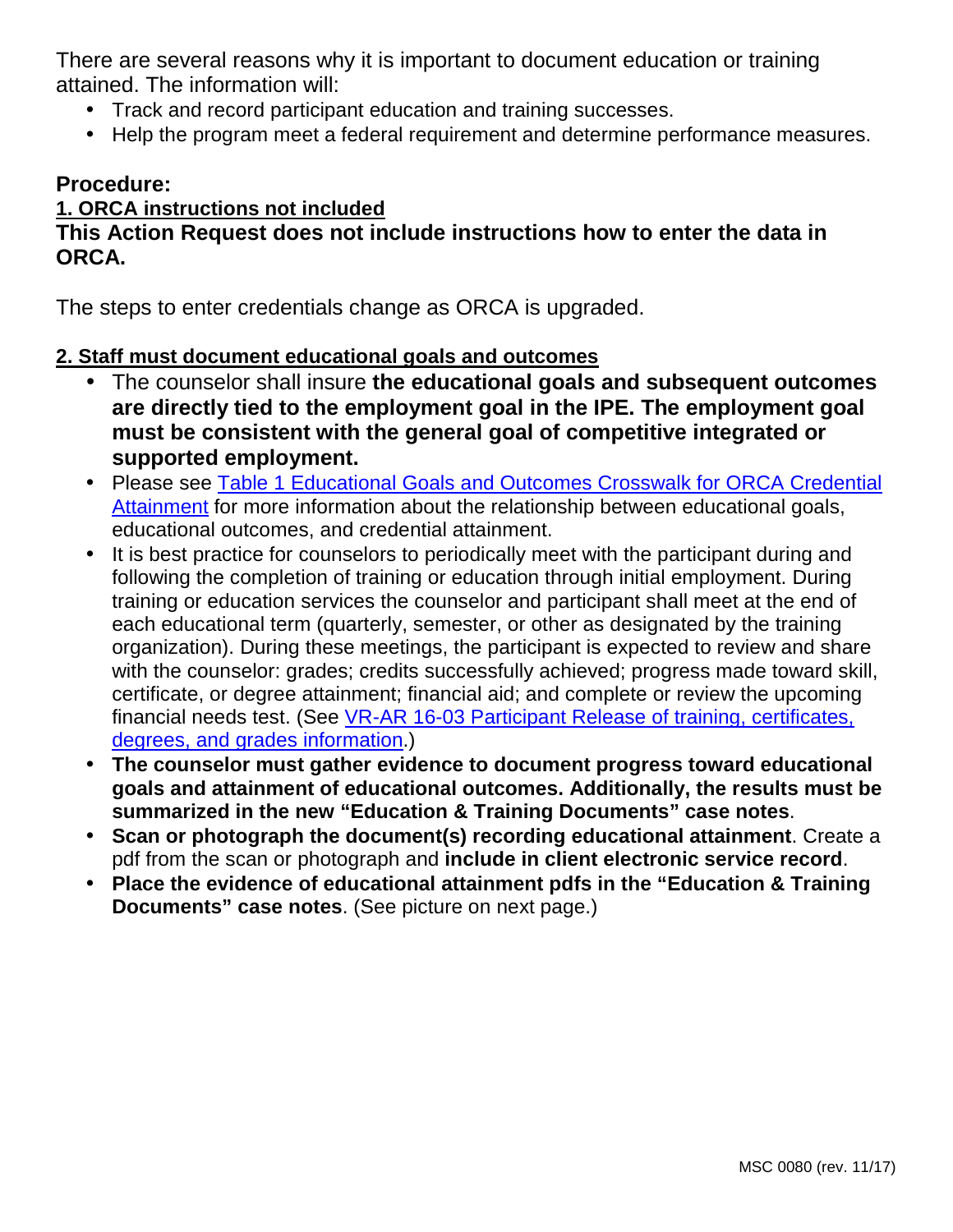There are several reasons why it is important to document education or training attained. The information will:

- Track and record participant education and training successes.
- Help the program meet a federal requirement and determine performance measures.

## Procedure:

### 1. ORCA instructions not included

**This Action Request does not include instructions how to enter the data in ORCA.**

The steps to enter credentials change as ORCA is upgraded.

### 2. Staff must document educational goals and outcomes

- The counselor shall insure **the educational goals and subsequent outcomes are directly tied to the employment goal in the IPE. The employment goal must be consistent with the general goal of competitive integrated or supported employment.**
- Please see Table 1 Educational Goals and Outcomes Crosswalk for ORCA Credential Attainment for more information about the relationship between educational goals, educational outcomes, and credential attainment.
- It is best practice for counselors to periodically meet with the participant during and following the completion of training or education through initial employment. During training or education services the counselor and participant shall meet at the end of each educational term (quarterly, semester, or other as designated by the training organization). During these meetings, the participant is expected to review and share with the counselor: grades; credits successfully achieved; progress made toward skill, certificate, or degree attainment; financial aid; and complete or review the upcoming financial needs test. (See VR-AR 16-03 Participant Release of training, certificates, degrees, and grades information.)
- **The counselor must gather evidence to document progress toward educational goals and attainment of educational outcomes. Additionally, the results must be summarized in the new "Education & Training Documents" case notes**.
- **Scan or photograph the document(s) recording educational attainment**. Create a pdf from the scan or photograph and **include in client electronic service record**.
- **Place the evidence of educational attainment pdfs in the "Education & Training Documents" case notes**. (See picture on next page.)

MSC 0080 (rev. 11/17)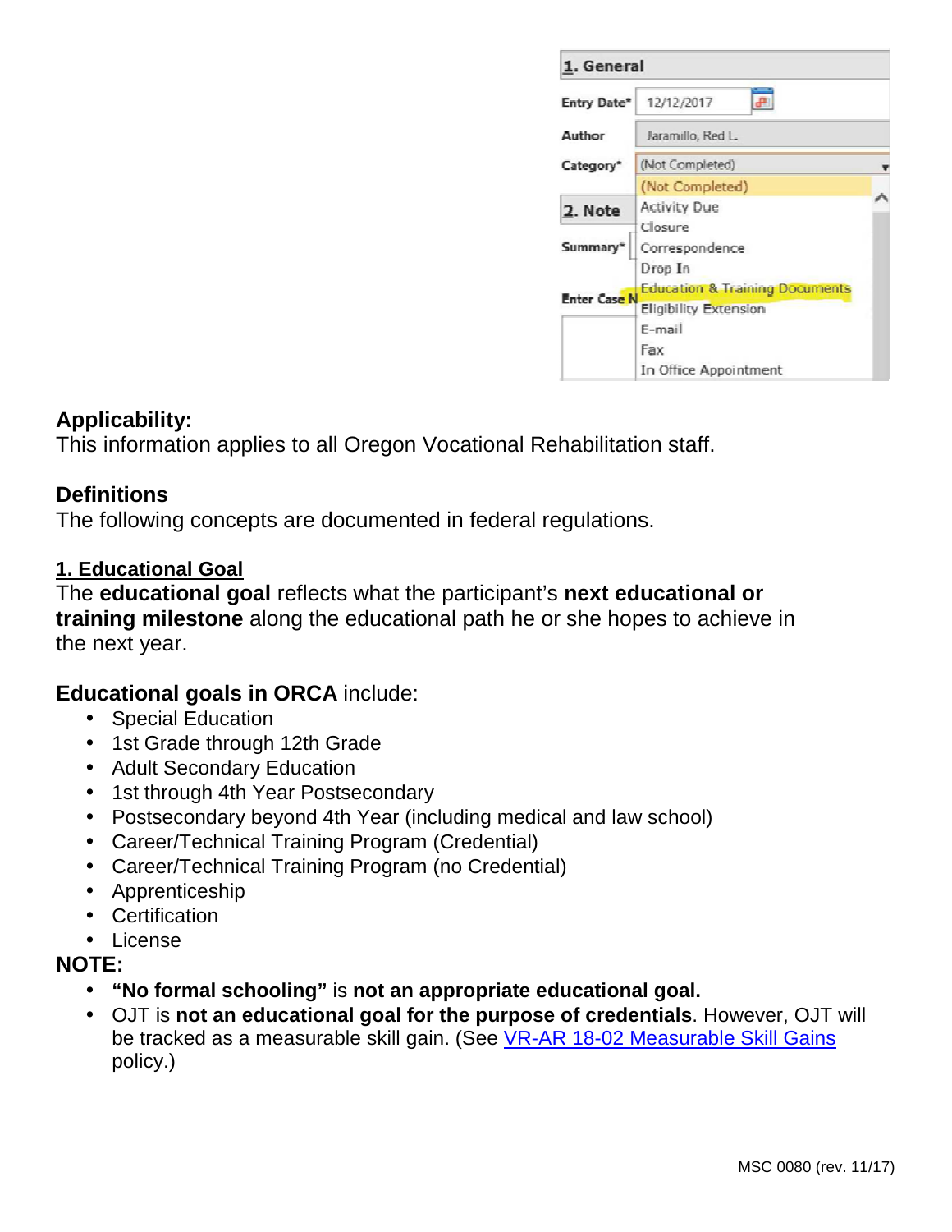**Applicability:**
This information applies to all Oregon Vocational Rehabilitation staff.

**Definitions**
The following concepts are documented in federal regulations.

**1. Educational Goal**
The **educational goal** reflects what the participant's **next educational or training milestone** along the educational path he or she hopes to achieve in the next year.

**Educational goals in ORCA** include:

- Special Education
- 1st Grade through 12th Grade
- Adult Secondary Education
- 1st through 4th Year Postsecondary
- Postsecondary beyond 4th Year (including medical and law school)
- Career/Technical Training Program (Credential)
- Career/Technical Training Program (no Credential)
- Apprenticeship
- Certification
- License

**NOTE:**

- **"No formal schooling"** is **not an appropriate educational goal.**
- OJT is **not an educational goal for the purpose of credentials**. However, OJT will be tracked as a measurable skill gain. (See [VR-AR 18-02 Measurable Skill Gains]() policy.)

MSC 0080 (rev. 11/17)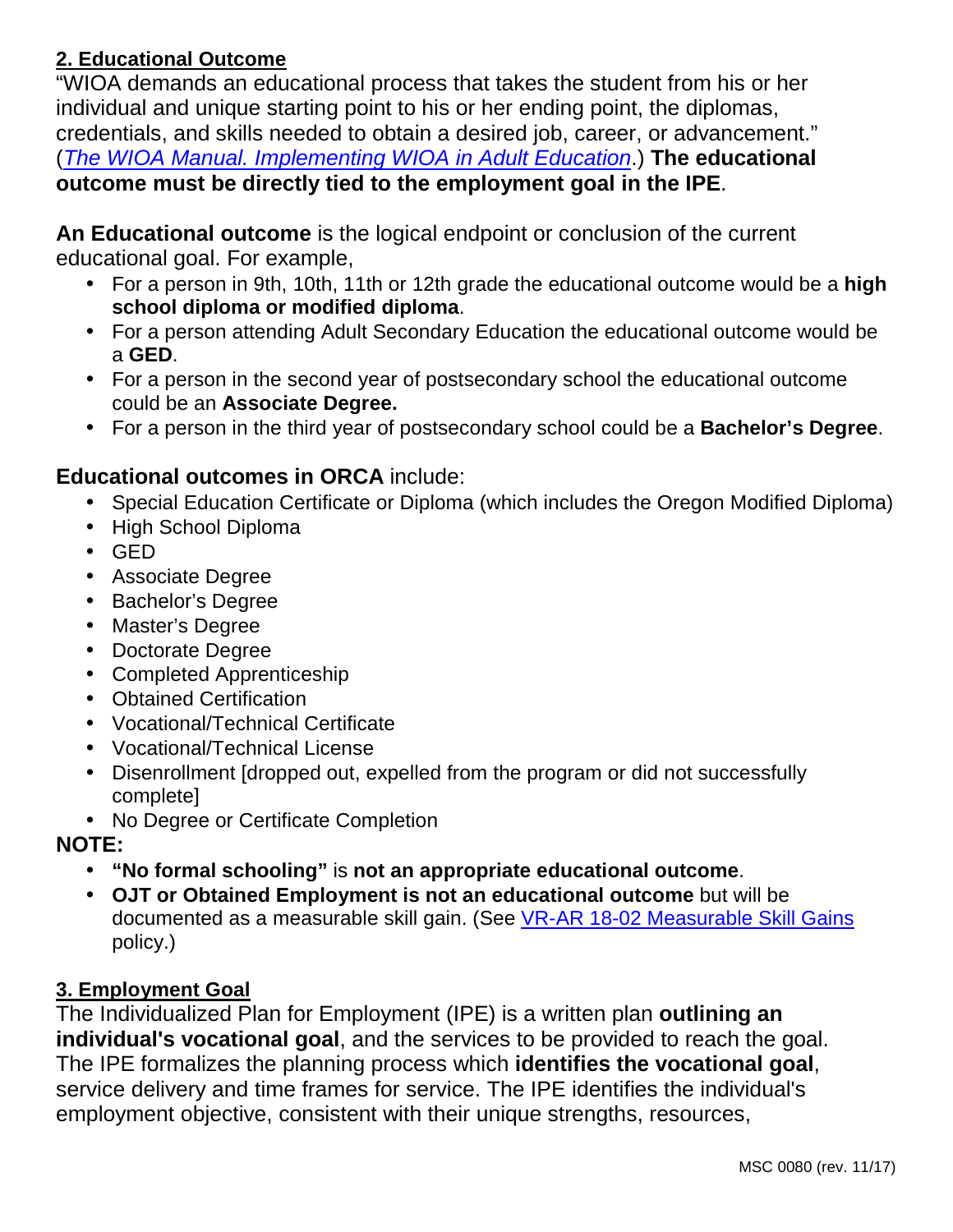**2. Educational Outcome**

"WIOA demands an educational process that takes the student from his or her individual and unique starting point to his or her ending point, the diplomas, credentials, and skills needed to obtain a desired job, career, or advancement." (*The WIOA Manual. Implementing WIOA in Adult Education*.) **The educational outcome must be directly tied to the employment goal in the IPE**.

**An Educational outcome** is the logical endpoint or conclusion of the current educational goal. For example,

- For a person in 9th, 10th, 11th or 12th grade the educational outcome would be a **high school diploma or modified diploma**.
- For a person attending Adult Secondary Education the educational outcome would be a **GED**.
- For a person in the second year of postsecondary school the educational outcome could be an **Associate Degree.**
- For a person in the third year of postsecondary school could be a **Bachelor's Degree**.

**Educational outcomes in ORCA** include:

- Special Education Certificate or Diploma (which includes the Oregon Modified Diploma)
- High School Diploma
- GED
- Associate Degree
- Bachelor's Degree
- Master's Degree
- Doctorate Degree
- Completed Apprenticeship
- Obtained Certification
- Vocational/Technical Certificate
- Vocational/Technical License
- Disenrollment [dropped out, expelled from the program or did not successfully complete]
- No Degree or Certificate Completion

**NOTE:**

- **"No formal schooling"** is **not an appropriate educational outcome**.
- **OJT or Obtained Employment is not an educational outcome** but will be documented as a measurable skill gain. (See VR-AR 18-02 Measurable Skill Gains policy.)

**3. Employment Goal**

The Individualized Plan for Employment (IPE) is a written plan **outlining an individual's vocational goal**, and the services to be provided to reach the goal. The IPE formalizes the planning process which **identifies the vocational goal**, service delivery and time frames for service. The IPE identifies the individual's employment objective, consistent with their unique strengths, resources,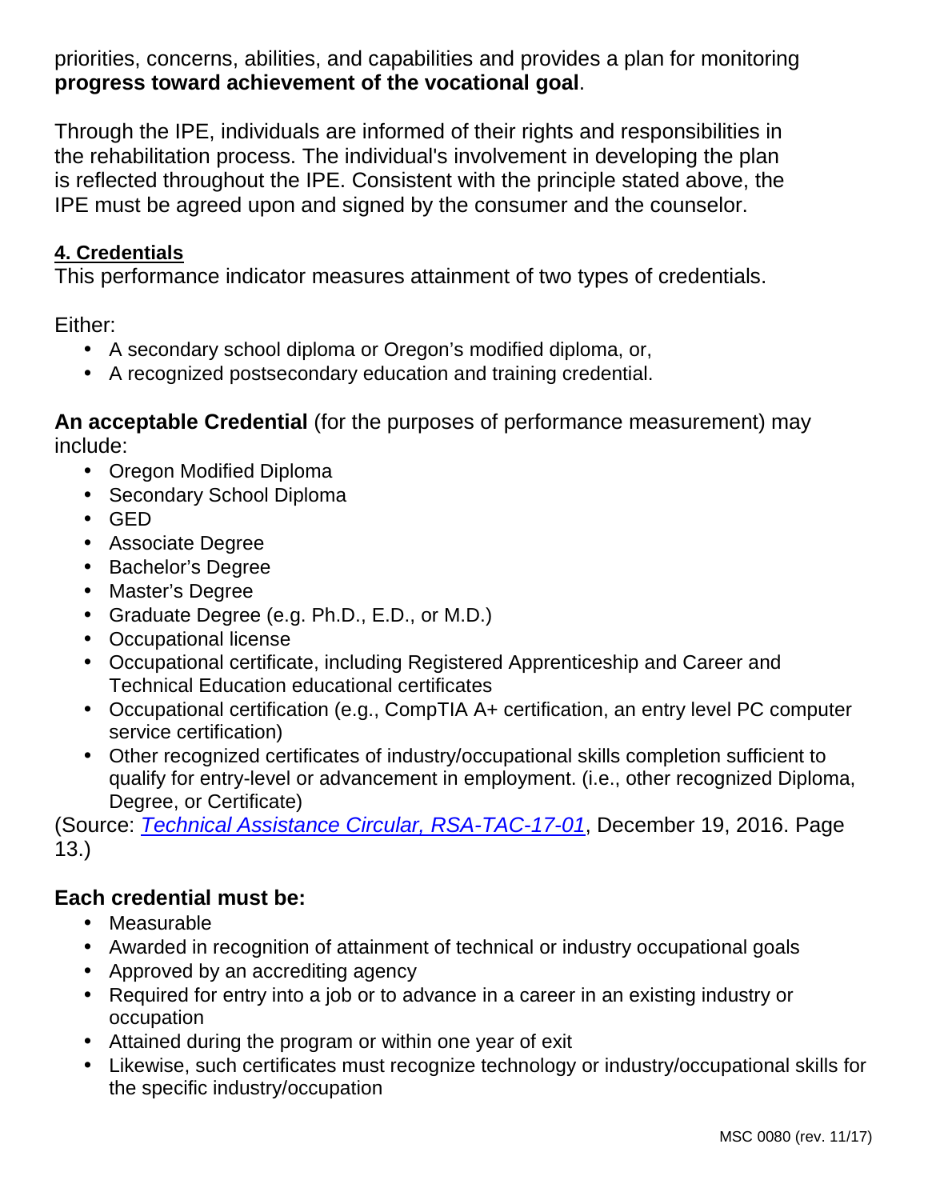priorities, concerns, abilities, and capabilities and provides a plan for monitoring **progress toward achievement of the vocational goal**.

Through the IPE, individuals are informed of their rights and responsibilities in the rehabilitation process. The individual's involvement in developing the plan is reflected throughout the IPE. Consistent with the principle stated above, the IPE must be agreed upon and signed by the consumer and the counselor.

#### 4. Credentials

This performance indicator measures attainment of two types of credentials.

Either:

- A secondary school diploma or Oregon's modified diploma, or,
- A recognized postsecondary education and training credential.

**An acceptable Credential** (for the purposes of performance measurement) may include:

- Oregon Modified Diploma
- Secondary School Diploma
- GED
- Associate Degree
- Bachelor's Degree
- Master's Degree
- Graduate Degree (e.g. Ph.D., E.D., or M.D.)
- Occupational license
- Occupational certificate, including Registered Apprenticeship and Career and Technical Education educational certificates
- Occupational certification (e.g., CompTIA A+ certification, an entry level PC computer service certification)
- Other recognized certificates of industry/occupational skills completion sufficient to qualify for entry-level or advancement in employment. (i.e., other recognized Diploma, Degree, or Certificate)

(Source: *Technical Assistance Circular, RSA-TAC-17-01*, December 19, 2016. Page 13.)

**Each credential must be:**

- Measurable
- Awarded in recognition of attainment of technical or industry occupational goals
- Approved by an accrediting agency
- Required for entry into a job or to advance in a career in an existing industry or occupation
- Attained during the program or within one year of exit
- Likewise, such certificates must recognize technology or industry/occupational skills for the specific industry/occupation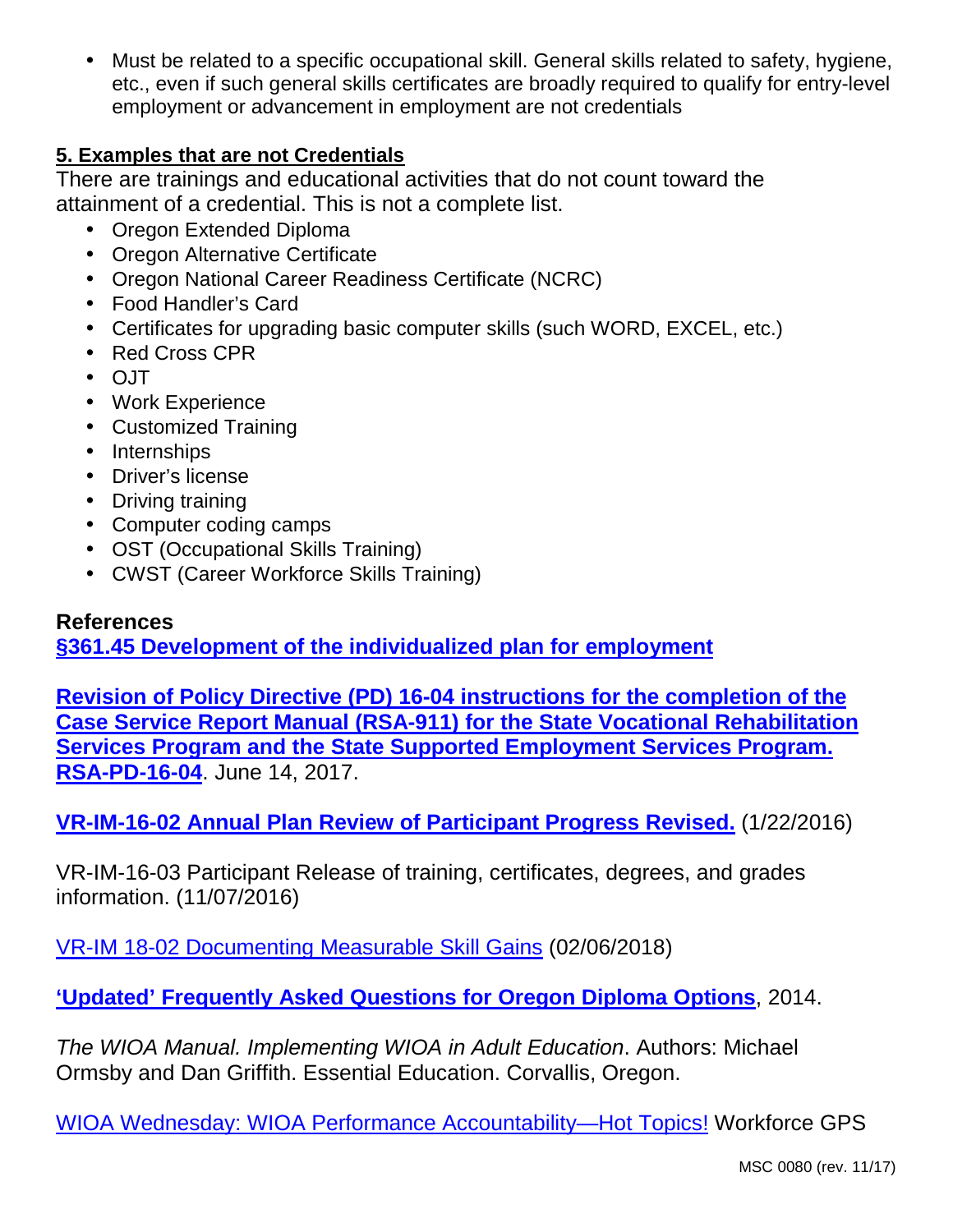- Must be related to a specific occupational skill. General skills related to safety, hygiene, etc., even if such general skills certificates are broadly required to qualify for entry-level employment or advancement in employment are not credentials

**5. Examples that are not Credentials**

There are trainings and educational activities that do not count toward the attainment of a credential. This is not a complete list.

- Oregon Extended Diploma
- Oregon Alternative Certificate
- Oregon National Career Readiness Certificate (NCRC)
- Food Handler's Card
- Certificates for upgrading basic computer skills (such WORD, EXCEL, etc.)
- Red Cross CPR
- OJT
- Work Experience
- Customized Training
- Internships
- Driver's license
- Driving training
- Computer coding camps
- OST (Occupational Skills Training)
- CWST (Career Workforce Skills Training)

**References**

**§361.45 Development of the individualized plan for employment**

**Revision of Policy Directive (PD) 16-04 instructions for the completion of the Case Service Report Manual (RSA-911) for the State Vocational Rehabilitation Services Program and the State Supported Employment Services Program. RSA-PD-16-04**. June 14, 2017.

**VR-IM-16-02 Annual Plan Review of Participant Progress Revised.** (1/22/2016)

VR-IM-16-03 Participant Release of training, certificates, degrees, and grades information. (11/07/2016)

VR-IM 18-02 Documenting Measurable Skill Gains (02/06/2018)

**'Updated' Frequently Asked Questions for Oregon Diploma Options**, 2014.

*The WIOA Manual. Implementing WIOA in Adult Education*. Authors: Michael Ormsby and Dan Griffith. Essential Education. Corvallis, Oregon.

WIOA Wednesday: WIOA Performance Accountability—Hot Topics! Workforce GPS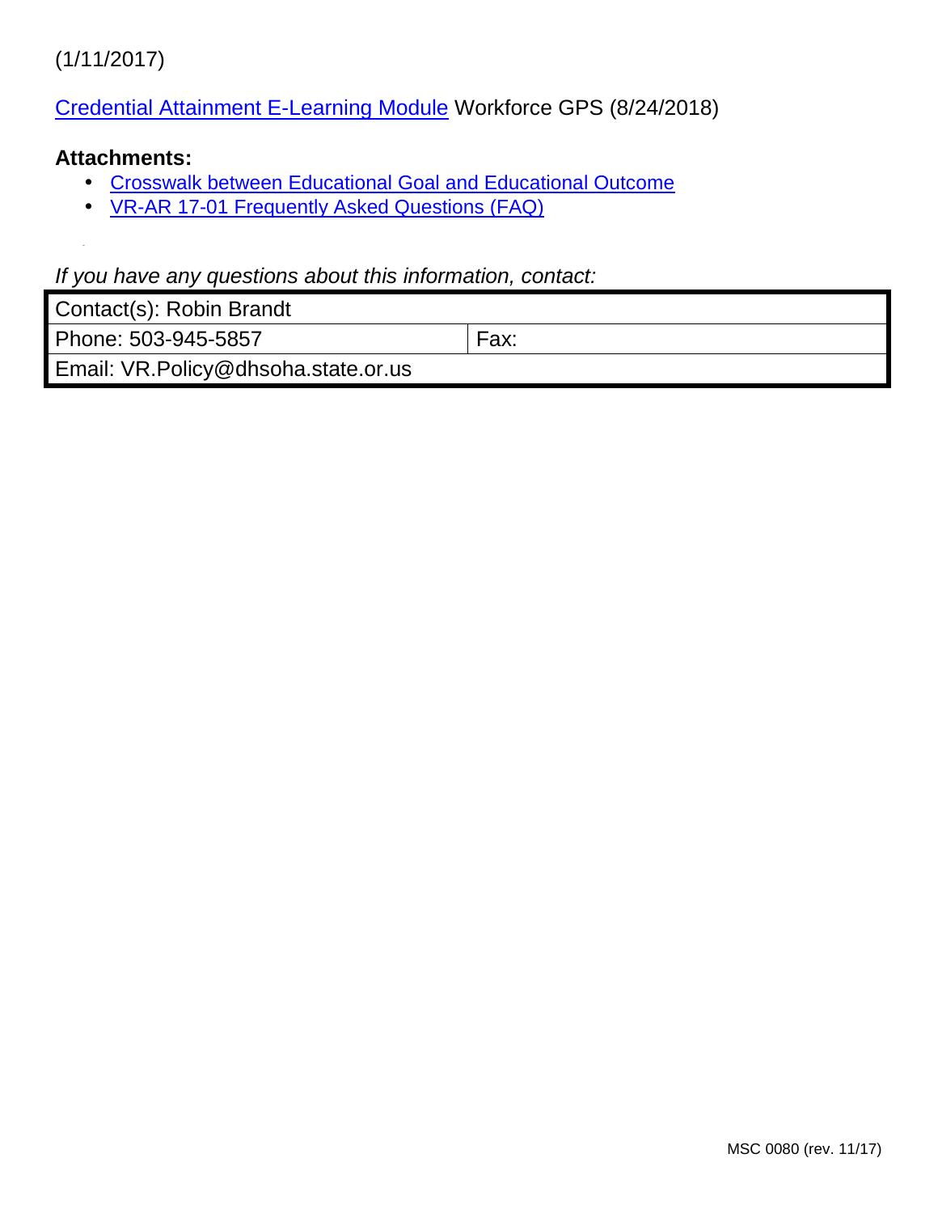(1/11/2017)

Credential Attainment E-Learning Module Workforce GPS (8/24/2018)

**Attachments:**

- Crosswalk between Educational Goal and Educational Outcome
- VR-AR 17-01 Frequently Asked Questions (FAQ)

*If you have any questions about this information, contact:*

| Contact(s): Robin Brandt | |
| --- | --- |
| Phone: 503-945-5857 | Fax: |
| Email: VR.Policy@dhsoha.state.or.us | |

MSC 0080 (rev. 11/17)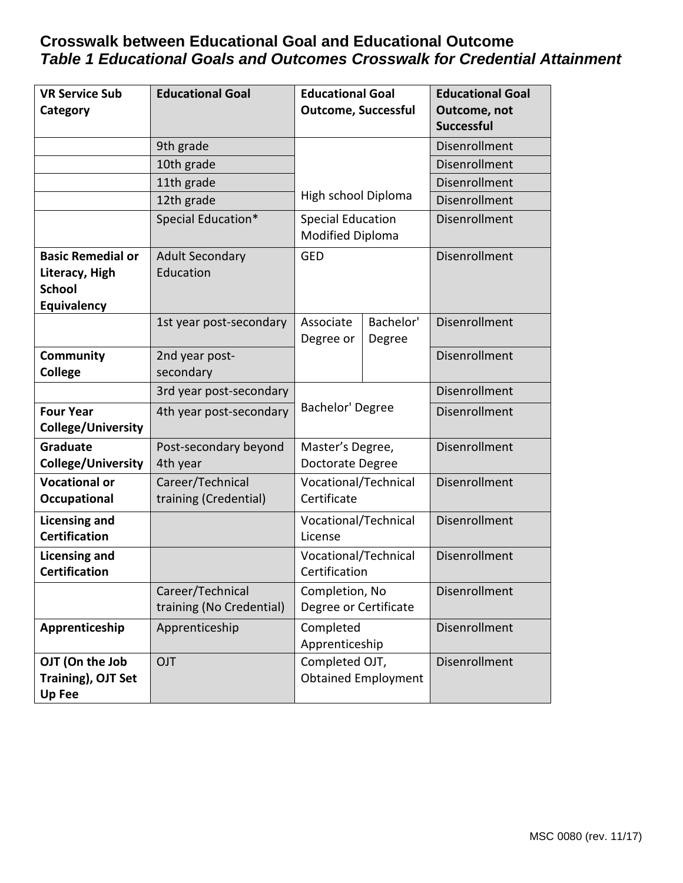## Crosswalk between Educational Goal and Educational Outcome

***Table 1 Educational Goals and Outcomes Crosswalk for Credential Attainment***

| VR Service Sub Category | Educational Goal | Educational Goal Outcome, Successful | Educational Goal Outcome, not Successful |
|---|---|---|---|
| | 9th grade | High school Diploma | Disenrollment |
| | 10th grade | High school Diploma | Disenrollment |
| | 11th grade | High school Diploma | Disenrollment |
| | 12th grade | High school Diploma | Disenrollment |
| | Special Education* | Special Education Modified Diploma | Disenrollment |
| **Basic Remedial or Literacy, High School Equivalency** | Adult Secondary Education | GED | Disenrollment |
| | 1st year post-secondary | Associate Degree or Bachelor' Degree | Disenrollment |
| **Community College** | 2nd year post-secondary | Associate Degree or Bachelor' Degree | Disenrollment |
| | 3rd year post-secondary | Bachelor' Degree | Disenrollment |
| **Four Year College/University** | 4th year post-secondary | Bachelor' Degree | Disenrollment |
| **Graduate College/University** | Post-secondary beyond 4th year | Master's Degree, Doctorate Degree | Disenrollment |
| **Vocational or Occupational** | Career/Technical training (Credential) | Vocational/Technical Certificate | Disenrollment |
| **Licensing and Certification** | | Vocational/Technical License | Disenrollment |
| **Licensing and Certification** | | Vocational/Technical Certification | Disenrollment |
| | Career/Technical training (No Credential) | Completion, No Degree or Certificate | Disenrollment |
| **Apprenticeship** | Apprenticeship | Completed Apprenticeship | Disenrollment |
| **OJT (On the Job Training), OJT Set Up Fee** | OJT | Completed OJT, Obtained Employment | Disenrollment |

MSC 0080 (rev. 11/17)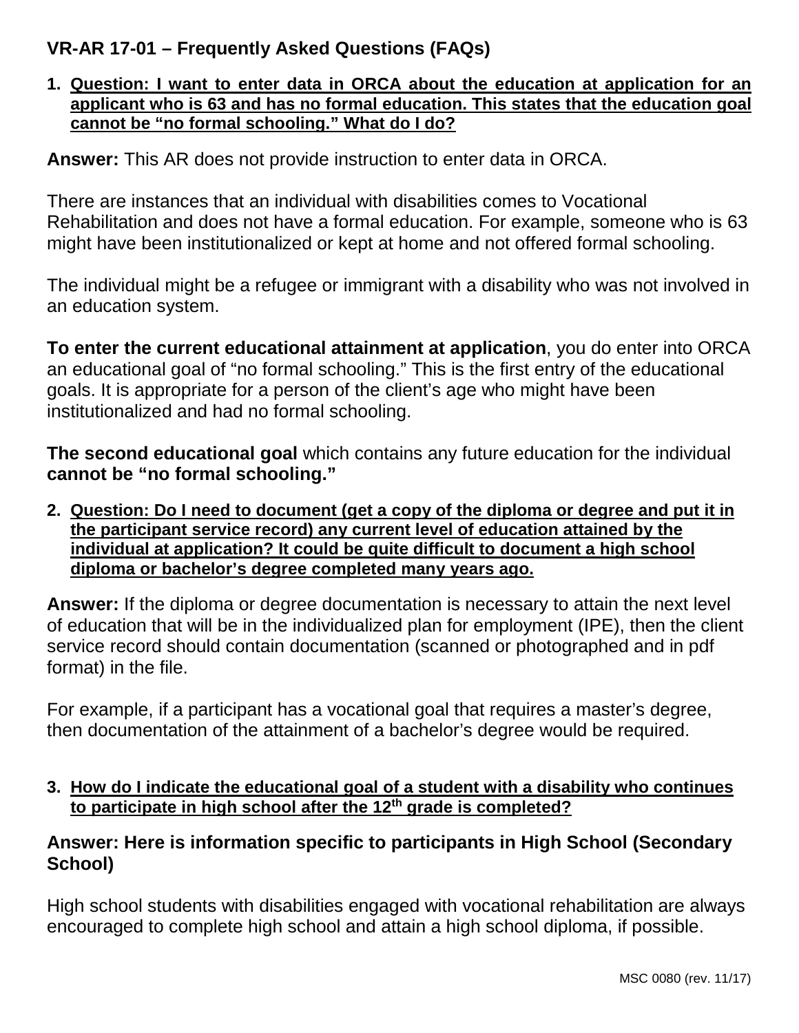## VR-AR 17-01 – Frequently Asked Questions (FAQs)

1. **Question: I want to enter data in ORCA about the education at application for an applicant who is 63 and has no formal education. This states that the education goal cannot be "no formal schooling." What do I do?**

**Answer:** This AR does not provide instruction to enter data in ORCA.

There are instances that an individual with disabilities comes to Vocational Rehabilitation and does not have a formal education. For example, someone who is 63 might have been institutionalized or kept at home and not offered formal schooling.

The individual might be a refugee or immigrant with a disability who was not involved in an education system.

**To enter the current educational attainment at application**, you do enter into ORCA an educational goal of "no formal schooling." This is the first entry of the educational goals. It is appropriate for a person of the client's age who might have been institutionalized and had no formal schooling.

**The second educational goal** which contains any future education for the individual **cannot be "no formal schooling."**

2. **Question: Do I need to document (get a copy of the diploma or degree and put it in the participant service record) any current level of education attained by the individual at application? It could be quite difficult to document a high school diploma or bachelor's degree completed many years ago.**

**Answer:** If the diploma or degree documentation is necessary to attain the next level of education that will be in the individualized plan for employment (IPE), then the client service record should contain documentation (scanned or photographed and in pdf format) in the file.

For example, if a participant has a vocational goal that requires a master's degree, then documentation of the attainment of a bachelor's degree would be required.

3. **How do I indicate the educational goal of a student with a disability who continues to participate in high school after the 12th grade is completed?**

### Answer: Here is information specific to participants in High School (Secondary School)

High school students with disabilities engaged with vocational rehabilitation are always encouraged to complete high school and attain a high school diploma, if possible.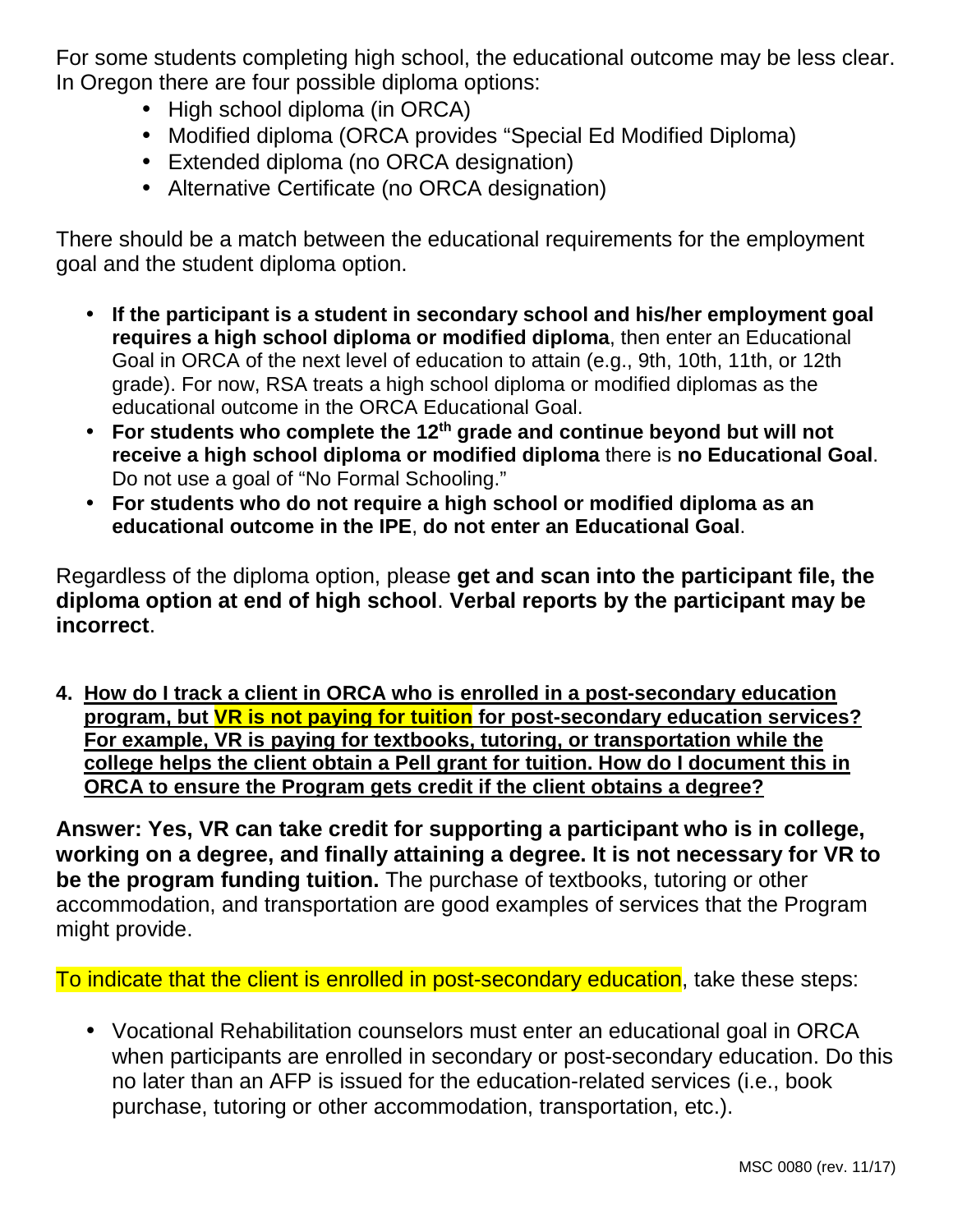For some students completing high school, the educational outcome may be less clear. In Oregon there are four possible diploma options:

- High school diploma (in ORCA)
- Modified diploma (ORCA provides “Special Ed Modified Diploma)
- Extended diploma (no ORCA designation)
- Alternative Certificate (no ORCA designation)

There should be a match between the educational requirements for the employment goal and the student diploma option.

- **If the participant is a student in secondary school and his/her employment goal requires a high school diploma or modified diploma**, then enter an Educational Goal in ORCA of the next level of education to attain (e.g., 9th, 10th, 11th, or 12th grade). For now, RSA treats a high school diploma or modified diplomas as the educational outcome in the ORCA Educational Goal.
- **For students who complete the 12th grade and continue beyond but will not receive a high school diploma or modified diploma** there is **no Educational Goal**. Do not use a goal of “No Formal Schooling.”
- **For students who do not require a high school or modified diploma as an educational outcome in the IPE**, **do not enter an Educational Goal**.

Regardless of the diploma option, please **get and scan into the participant file, the diploma option at end of high school**. **Verbal reports by the participant may be incorrect**.

4. **How do I track a client in ORCA who is enrolled in a post-secondary education program, but VR is not paying for tuition for post-secondary education services? For example, VR is paying for textbooks, tutoring, or transportation while the college helps the client obtain a Pell grant for tuition. How do I document this in ORCA to ensure the Program gets credit if the client obtains a degree?**

**Answer: Yes, VR can take credit for supporting a participant who is in college, working on a degree, and finally attaining a degree. It is not necessary for VR to be the program funding tuition.** The purchase of textbooks, tutoring or other accommodation, and transportation are good examples of services that the Program might provide.

To indicate that the client is enrolled in post-secondary education, take these steps:

- Vocational Rehabilitation counselors must enter an educational goal in ORCA when participants are enrolled in secondary or post-secondary education. Do this no later than an AFP is issued for the education-related services (i.e., book purchase, tutoring or other accommodation, transportation, etc.).

MSC 0080 (rev. 11/17)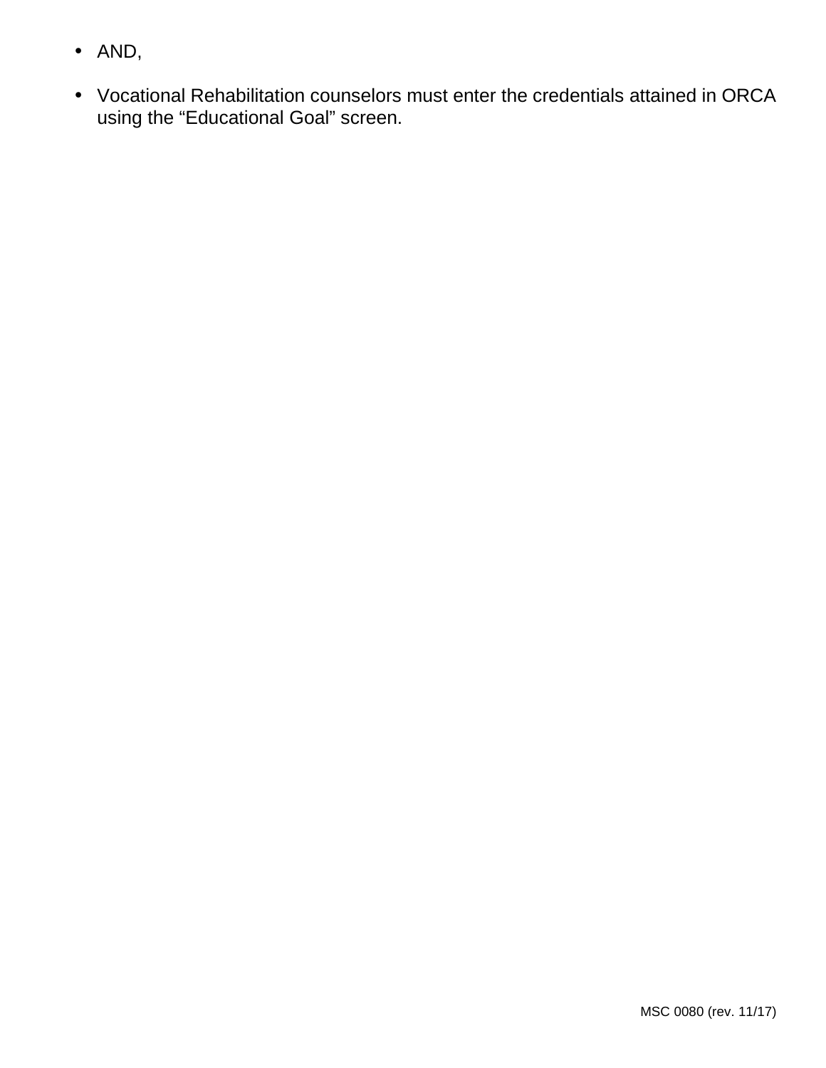- AND,

- Vocational Rehabilitation counselors must enter the credentials attained in ORCA using the “Educational Goal” screen.